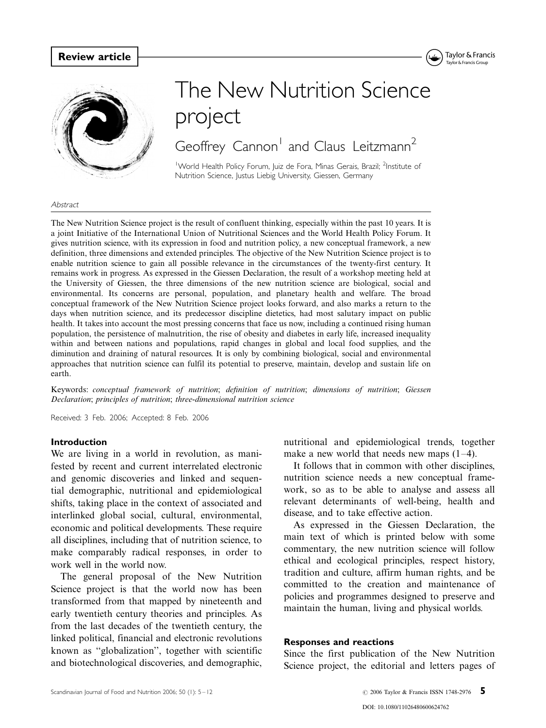**Review article**

# The New Nutrition Science project

Geoffrey Cannon[1] and Claus Leitzmann[2]

[1]World Health Policy Forum, Juiz de Fora, Minas Gerais, Brazil; [2]Institute of Nutrition Science, Justus Liebig University, Giessen, Germany

*Abstract*

The New Nutrition Science project is the result of confluent thinking, especially within the past 10 years. It is a joint Initiative of the International Union of Nutritional Sciences and the World Health Policy Forum. It gives nutrition science, with its expression in food and nutrition policy, a new conceptual framework, a new definition, three dimensions and extended principles. The objective of the New Nutrition Science project is to enable nutrition science to gain all possible relevance in the circumstances of the twenty-first century. It remains work in progress. As expressed in the Giessen Declaration, the result of a workshop meeting held at the University of Giessen, the three dimensions of the new nutrition science are biological, social and environmental. Its concerns are personal, population, and planetary health and welfare. The broad conceptual framework of the New Nutrition Science project looks forward, and also marks a return to the days when nutrition science, and its predecessor discipline dietetics, had most salutary impact on public health. It takes into account the most pressing concerns that face us now, including a continued rising human population, the persistence of malnutrition, the rise of obesity and diabetes in early life, increased inequality within and between nations and populations, rapid changes in global and local food supplies, and the diminution and draining of natural resources. It is only by combining biological, social and environmental approaches that nutrition science can fulfil its potential to preserve, maintain, develop and sustain life on earth.

Keywords: *conceptual framework of nutrition*; *definition of nutrition*; *dimensions of nutrition*; *Giessen Declaration*; *principles of nutrition*; *three-dimensional nutrition science*

Received: 3 Feb. 2006; Accepted: 8 Feb. 2006

## Introduction

We are living in a world in revolution, as manifested by recent and current interrelated electronic and genomic discoveries and linked and sequential demographic, nutritional and epidemiological shifts, taking place in the context of associated and interlinked global social, cultural, environmental, economic and political developments. These require all disciplines, including that of nutrition science, to make comparably radical responses, in order to work well in the world now.

The general proposal of the New Nutrition Science project is that the world now has been transformed from that mapped by nineteenth and early twentieth century theories and principles. As from the last decades of the twentieth century, the linked political, financial and electronic revolutions known as "globalization", together with scientific and biotechnological discoveries, and demographic, nutritional and epidemiological trends, together make a new world that needs new maps (1–4).

It follows that in common with other disciplines, nutrition science needs a new conceptual framework, so as to be able to analyse and assess all relevant determinants of well-being, health and disease, and to take effective action.

As expressed in the Giessen Declaration, the main text of which is printed below with some commentary, the new nutrition science will follow ethical and ecological principles, respect history, tradition and culture, affirm human rights, and be committed to the creation and maintenance of policies and programmes designed to preserve and maintain the human, living and physical worlds.

## Responses and reactions

Since the first publication of the New Nutrition Science project, the editorial and letters pages of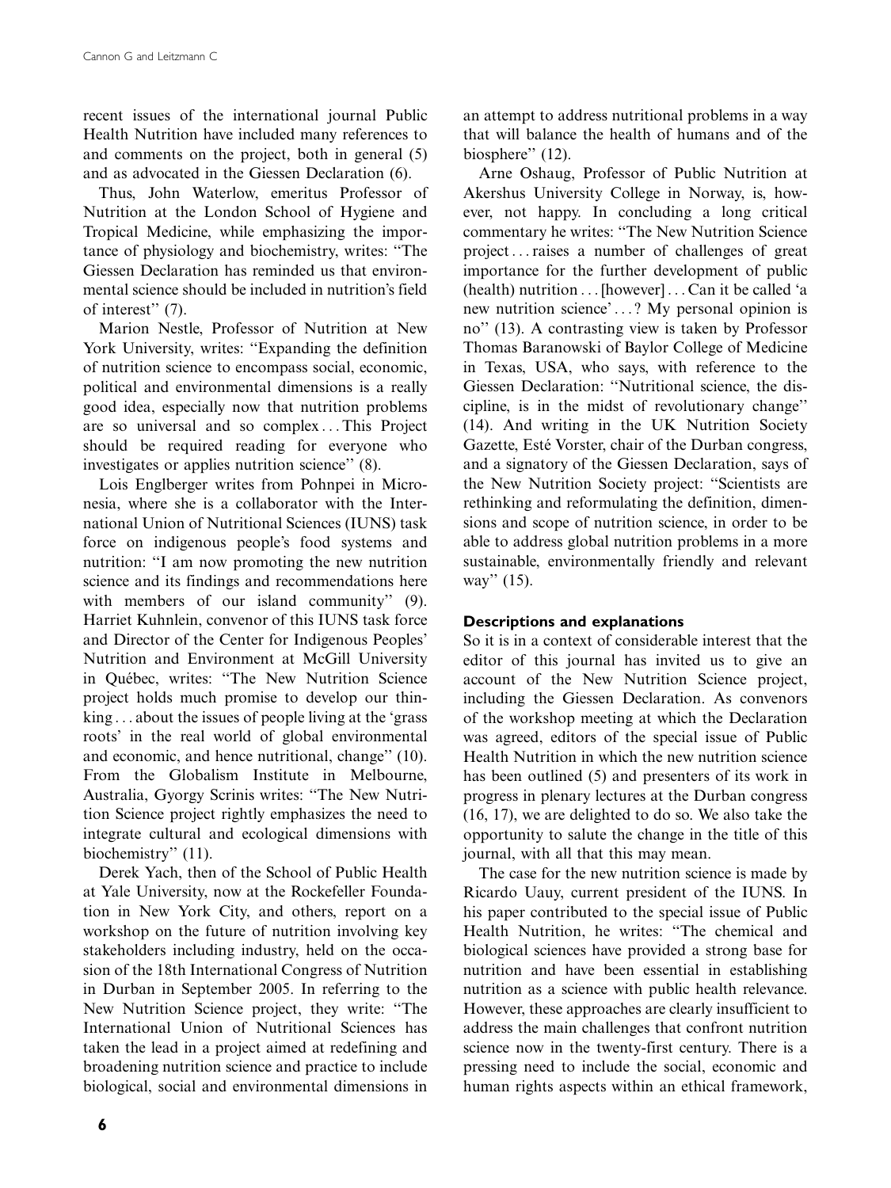recent issues of the international journal Public Health Nutrition have included many references to and comments on the project, both in general (5) and as advocated in the Giessen Declaration (6).

Thus, John Waterlow, emeritus Professor of Nutrition at the London School of Hygiene and Tropical Medicine, while emphasizing the importance of physiology and biochemistry, writes: "The Giessen Declaration has reminded us that environmental science should be included in nutrition's field of interest" (7).

Marion Nestle, Professor of Nutrition at New York University, writes: "Expanding the definition of nutrition science to encompass social, economic, political and environmental dimensions is a really good idea, especially now that nutrition problems are so universal and so complex . . . This Project should be required reading for everyone who investigates or applies nutrition science" (8).

Lois Englberger writes from Pohnpei in Micronesia, where she is a collaborator with the International Union of Nutritional Sciences (IUNS) task force on indigenous people's food systems and nutrition: "I am now promoting the new nutrition science and its findings and recommendations here with members of our island community" (9). Harriet Kuhnlein, convenor of this IUNS task force and Director of the Center for Indigenous Peoples' Nutrition and Environment at McGill University in Québec, writes: "The New Nutrition Science project holds much promise to develop our thinking . . . about the issues of people living at the 'grass roots' in the real world of global environmental and economic, and hence nutritional, change" (10). From the Globalism Institute in Melbourne, Australia, Gyorgy Scrinis writes: "The New Nutrition Science project rightly emphasizes the need to integrate cultural and ecological dimensions with biochemistry" (11).

Derek Yach, then of the School of Public Health at Yale University, now at the Rockefeller Foundation in New York City, and others, report on a workshop on the future of nutrition involving key stakeholders including industry, held on the occasion of the 18th International Congress of Nutrition in Durban in September 2005. In referring to the New Nutrition Science project, they write: "The International Union of Nutritional Sciences has taken the lead in a project aimed at redefining and broadening nutrition science and practice to include biological, social and environmental dimensions in an attempt to address nutritional problems in a way that will balance the health of humans and of the biosphere" (12).

Arne Oshaug, Professor of Public Nutrition at Akershus University College in Norway, is, however, not happy. In concluding a long critical commentary he writes: "The New Nutrition Science project . . . raises a number of challenges of great importance for the further development of public (health) nutrition . . . [however] . . . Can it be called 'a new nutrition science' . . . ? My personal opinion is no" (13). A contrasting view is taken by Professor Thomas Baranowski of Baylor College of Medicine in Texas, USA, who says, with reference to the Giessen Declaration: "Nutritional science, the discipline, is in the midst of revolutionary change" (14). And writing in the UK Nutrition Society Gazette, Esté Vorster, chair of the Durban congress, and a signatory of the Giessen Declaration, says of the New Nutrition Society project: "Scientists are rethinking and reformulating the definition, dimensions and scope of nutrition science, in order to be able to address global nutrition problems in a more sustainable, environmentally friendly and relevant way" (15).

### Descriptions and explanations

So it is in a context of considerable interest that the editor of this journal has invited us to give an account of the New Nutrition Science project, including the Giessen Declaration. As convenors of the workshop meeting at which the Declaration was agreed, editors of the special issue of Public Health Nutrition in which the new nutrition science has been outlined (5) and presenters of its work in progress in plenary lectures at the Durban congress (16, 17), we are delighted to do so. We also take the opportunity to salute the change in the title of this journal, with all that this may mean.

The case for the new nutrition science is made by Ricardo Uauy, current president of the IUNS. In his paper contributed to the special issue of Public Health Nutrition, he writes: "The chemical and biological sciences have provided a strong base for nutrition and have been essential in establishing nutrition as a science with public health relevance. However, these approaches are clearly insufficient to address the main challenges that confront nutrition science now in the twenty-first century. There is a pressing need to include the social, economic and human rights aspects within an ethical framework,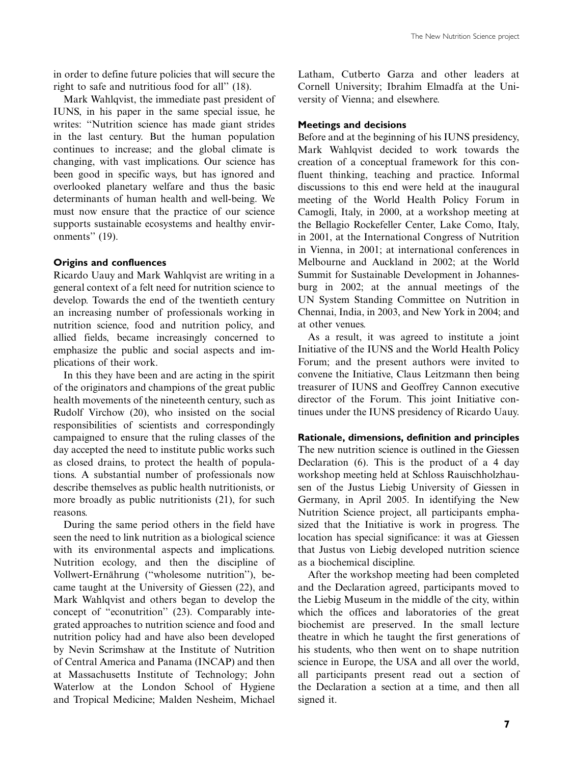in order to define future policies that will secure the right to safe and nutritious food for all" (18).

Mark Wahlqvist, the immediate past president of IUNS, in his paper in the same special issue, he writes: "Nutrition science has made giant strides in the last century. But the human population continues to increase; and the global climate is changing, with vast implications. Our science has been good in specific ways, but has ignored and overlooked planetary welfare and thus the basic determinants of human health and well-being. We must now ensure that the practice of our science supports sustainable ecosystems and healthy environments" (19).

### Origins and confluences

Ricardo Uauy and Mark Wahlqvist are writing in a general context of a felt need for nutrition science to develop. Towards the end of the twentieth century an increasing number of professionals working in nutrition science, food and nutrition policy, and allied fields, became increasingly concerned to emphasize the public and social aspects and implications of their work.

In this they have been and are acting in the spirit of the originators and champions of the great public health movements of the nineteenth century, such as Rudolf Virchow (20), who insisted on the social responsibilities of scientists and correspondingly campaigned to ensure that the ruling classes of the day accepted the need to institute public works such as closed drains, to protect the health of populations. A substantial number of professionals now describe themselves as public health nutritionists, or more broadly as public nutritionists (21), for such reasons.

During the same period others in the field have seen the need to link nutrition as a biological science with its environmental aspects and implications. Nutrition ecology, and then the discipline of Vollwert-Ernährung ("wholesome nutrition"), became taught at the University of Giessen (22), and Mark Wahlqvist and others began to develop the concept of "econutrition" (23). Comparably integrated approaches to nutrition science and food and nutrition policy had and have also been developed by Nevin Scrimshaw at the Institute of Nutrition of Central America and Panama (INCAP) and then at Massachusetts Institute of Technology; John Waterlow at the London School of Hygiene and Tropical Medicine; Malden Nesheim, Michael Latham, Cutberto Garza and other leaders at Cornell University; Ibrahim Elmadfa at the University of Vienna; and elsewhere.

### Meetings and decisions

Before and at the beginning of his IUNS presidency, Mark Wahlqvist decided to work towards the creation of a conceptual framework for this confluent thinking, teaching and practice. Informal discussions to this end were held at the inaugural meeting of the World Health Policy Forum in Camogli, Italy, in 2000, at a workshop meeting at the Bellagio Rockefeller Center, Lake Como, Italy, in 2001, at the International Congress of Nutrition in Vienna, in 2001; at international conferences in Melbourne and Auckland in 2002; at the World Summit for Sustainable Development in Johannesburg in 2002; at the annual meetings of the UN System Standing Committee on Nutrition in Chennai, India, in 2003, and New York in 2004; and at other venues.

As a result, it was agreed to institute a joint Initiative of the IUNS and the World Health Policy Forum; and the present authors were invited to convene the Initiative, Claus Leitzmann then being treasurer of IUNS and Geoffrey Cannon executive director of the Forum. This joint Initiative continues under the IUNS presidency of Ricardo Uauy.

### Rationale, dimensions, definition and principles

The new nutrition science is outlined in the Giessen Declaration (6). This is the product of a 4 day workshop meeting held at Schloss Rauischholzhausen of the Justus Liebig University of Giessen in Germany, in April 2005. In identifying the New Nutrition Science project, all participants emphasized that the Initiative is work in progress. The location has special significance: it was at Giessen that Justus von Liebig developed nutrition science as a biochemical discipline.

After the workshop meeting had been completed and the Declaration agreed, participants moved to the Liebig Museum in the middle of the city, within which the offices and laboratories of the great biochemist are preserved. In the small lecture theatre in which he taught the first generations of his students, who then went on to shape nutrition science in Europe, the USA and all over the world, all participants present read out a section of the Declaration a section at a time, and then all signed it.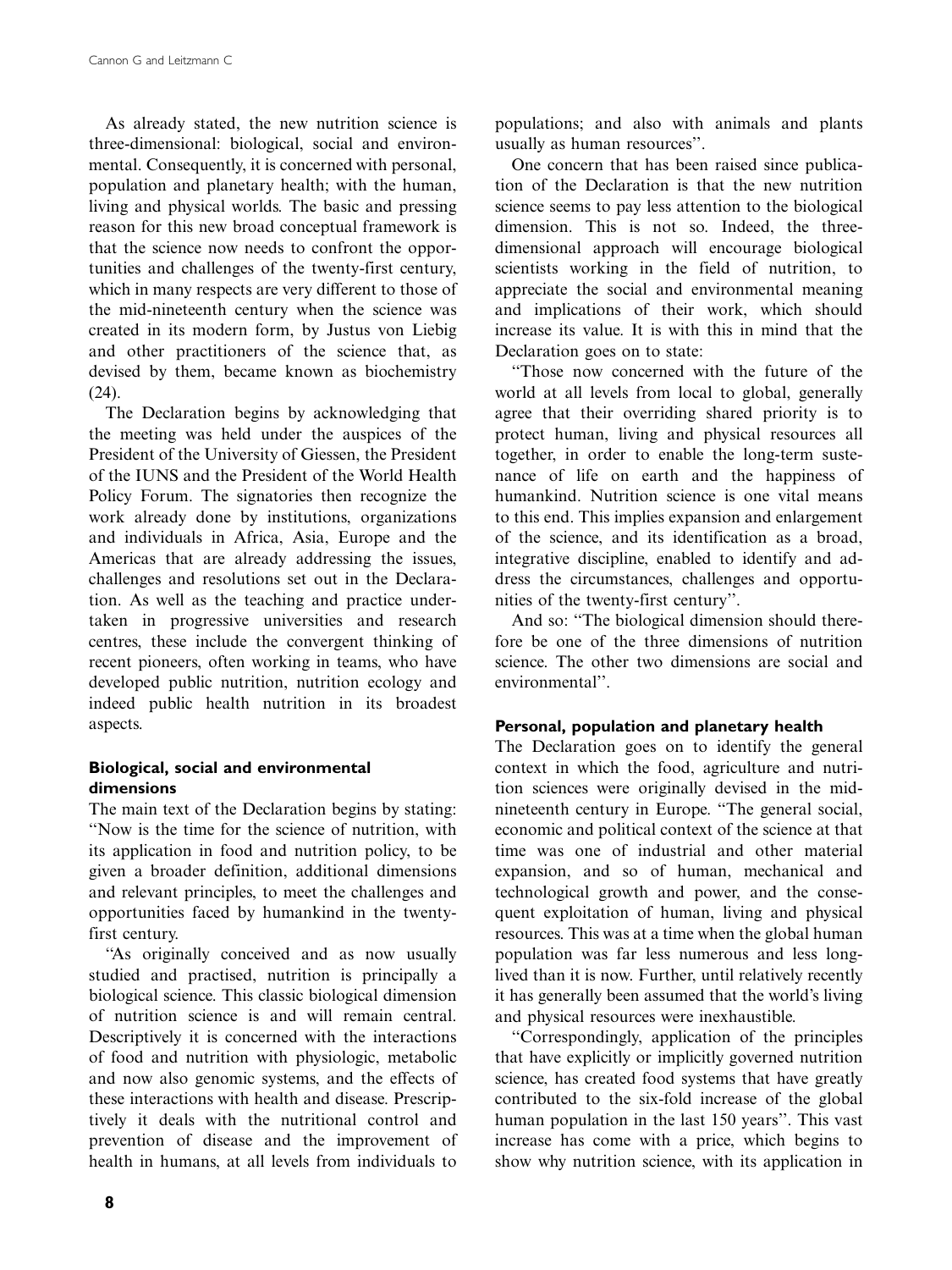As already stated, the new nutrition science is three-dimensional: biological, social and environmental. Consequently, it is concerned with personal, population and planetary health; with the human, living and physical worlds. The basic and pressing reason for this new broad conceptual framework is that the science now needs to confront the opportunities and challenges of the twenty-first century, which in many respects are very different to those of the mid-nineteenth century when the science was created in its modern form, by Justus von Liebig and other practitioners of the science that, as devised by them, became known as biochemistry (24).

The Declaration begins by acknowledging that the meeting was held under the auspices of the President of the University of Giessen, the President of the IUNS and the President of the World Health Policy Forum. The signatories then recognize the work already done by institutions, organizations and individuals in Africa, Asia, Europe and the Americas that are already addressing the issues, challenges and resolutions set out in the Declaration. As well as the teaching and practice undertaken in progressive universities and research centres, these include the convergent thinking of recent pioneers, often working in teams, who have developed public nutrition, nutrition ecology and indeed public health nutrition in its broadest aspects.

## Biological, social and environmental dimensions

The main text of the Declaration begins by stating: "Now is the time for the science of nutrition, with its application in food and nutrition policy, to be given a broader definition, additional dimensions and relevant principles, to meet the challenges and opportunities faced by humankind in the twenty-first century.

"As originally conceived and as now usually studied and practised, nutrition is principally a biological science. This classic biological dimension of nutrition science is and will remain central. Descriptively it is concerned with the interactions of food and nutrition with physiologic, metabolic and now also genomic systems, and the effects of these interactions with health and disease. Prescriptively it deals with the nutritional control and prevention of disease and the improvement of health in humans, at all levels from individuals to populations; and also with animals and plants usually as human resources".

One concern that has been raised since publication of the Declaration is that the new nutrition science seems to pay less attention to the biological dimension. This is not so. Indeed, the three-dimensional approach will encourage biological scientists working in the field of nutrition, to appreciate the social and environmental meaning and implications of their work, which should increase its value. It is with this in mind that the Declaration goes on to state:

"Those now concerned with the future of the world at all levels from local to global, generally agree that their overriding shared priority is to protect human, living and physical resources all together, in order to enable the long-term sustenance of life on earth and the happiness of humankind. Nutrition science is one vital means to this end. This implies expansion and enlargement of the science, and its identification as a broad, integrative discipline, enabled to identify and address the circumstances, challenges and opportunities of the twenty-first century".

And so: "The biological dimension should therefore be one of the three dimensions of nutrition science. The other two dimensions are social and environmental".

## Personal, population and planetary health

The Declaration goes on to identify the general context in which the food, agriculture and nutrition sciences were originally devised in the mid-nineteenth century in Europe. "The general social, economic and political context of the science at that time was one of industrial and other material expansion, and so of human, mechanical and technological growth and power, and the consequent exploitation of human, living and physical resources. This was at a time when the global human population was far less numerous and less long-lived than it is now. Further, until relatively recently it has generally been assumed that the world's living and physical resources were inexhaustible.

"Correspondingly, application of the principles that have explicitly or implicitly governed nutrition science, has created food systems that have greatly contributed to the six-fold increase of the global human population in the last 150 years". This vast increase has come with a price, which begins to show why nutrition science, with its application in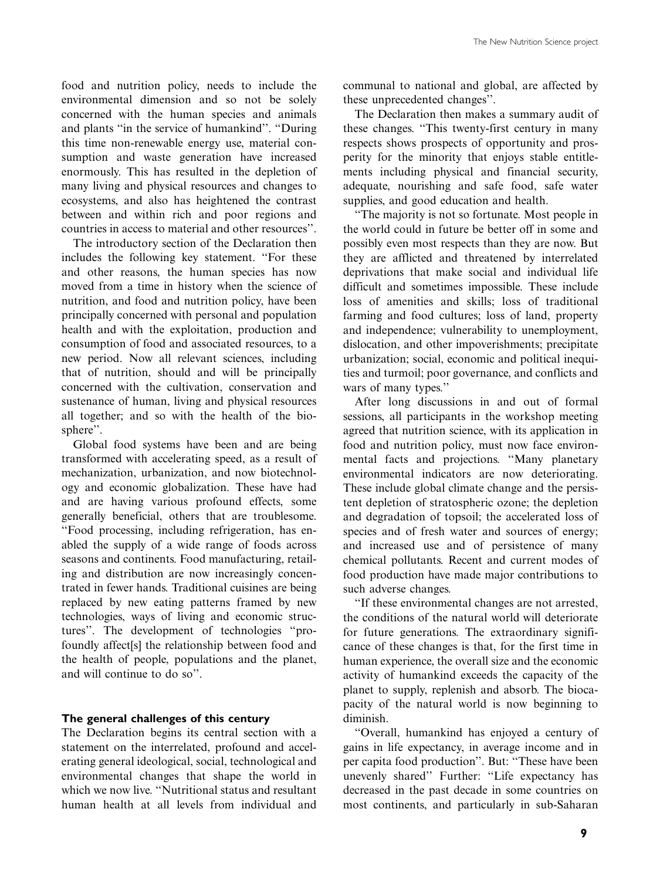food and nutrition policy, needs to include the environmental dimension and so not be solely concerned with the human species and animals and plants "in the service of humankind". "During this time non-renewable energy use, material consumption and waste generation have increased enormously. This has resulted in the depletion of many living and physical resources and changes to ecosystems, and also has heightened the contrast between and within rich and poor regions and countries in access to material and other resources".

The introductory section of the Declaration then includes the following key statement. "For these and other reasons, the human species has now moved from a time in history when the science of nutrition, and food and nutrition policy, have been principally concerned with personal and population health and with the exploitation, production and consumption of food and associated resources, to a new period. Now all relevant sciences, including that of nutrition, should and will be principally concerned with the cultivation, conservation and sustenance of human, living and physical resources all together; and so with the health of the biosphere".

Global food systems have been and are being transformed with accelerating speed, as a result of mechanization, urbanization, and now biotechnology and economic globalization. These have had and are having various profound effects, some generally beneficial, others that are troublesome. "Food processing, including refrigeration, has enabled the supply of a wide range of foods across seasons and continents. Food manufacturing, retailing and distribution are now increasingly concentrated in fewer hands. Traditional cuisines are being replaced by new eating patterns framed by new technologies, ways of living and economic structures". The development of technologies "profoundly affect[s] the relationship between food and the health of people, populations and the planet, and will continue to do so".

## The general challenges of this century

The Declaration begins its central section with a statement on the interrelated, profound and accelerating general ideological, social, technological and environmental changes that shape the world in which we now live. "Nutritional status and resultant human health at all levels from individual and communal to national and global, are affected by these unprecedented changes".

The Declaration then makes a summary audit of these changes. "This twenty-first century in many respects shows prospects of opportunity and prosperity for the minority that enjoys stable entitlements including physical and financial security, adequate, nourishing and safe food, safe water supplies, and good education and health.

"The majority is not so fortunate. Most people in the world could in future be better off in some and possibly even most respects than they are now. But they are afflicted and threatened by interrelated deprivations that make social and individual life difficult and sometimes impossible. These include loss of amenities and skills; loss of traditional farming and food cultures; loss of land, property and independence; vulnerability to unemployment, dislocation, and other impoverishments; precipitate urbanization; social, economic and political inequities and turmoil; poor governance, and conflicts and wars of many types."

After long discussions in and out of formal sessions, all participants in the workshop meeting agreed that nutrition science, with its application in food and nutrition policy, must now face environmental facts and projections. "Many planetary environmental indicators are now deteriorating. These include global climate change and the persistent depletion of stratospheric ozone; the depletion and degradation of topsoil; the accelerated loss of species and of fresh water and sources of energy; and increased use and of persistence of many chemical pollutants. Recent and current modes of food production have made major contributions to such adverse changes.

"If these environmental changes are not arrested, the conditions of the natural world will deteriorate for future generations. The extraordinary significance of these changes is that, for the first time in human experience, the overall size and the economic activity of humankind exceeds the capacity of the planet to supply, replenish and absorb. The biocapacity of the natural world is now beginning to diminish.

"Overall, humankind has enjoyed a century of gains in life expectancy, in average income and in per capita food production". But: "These have been unevenly shared" Further: "Life expectancy has decreased in the past decade in some countries on most continents, and particularly in sub-Saharan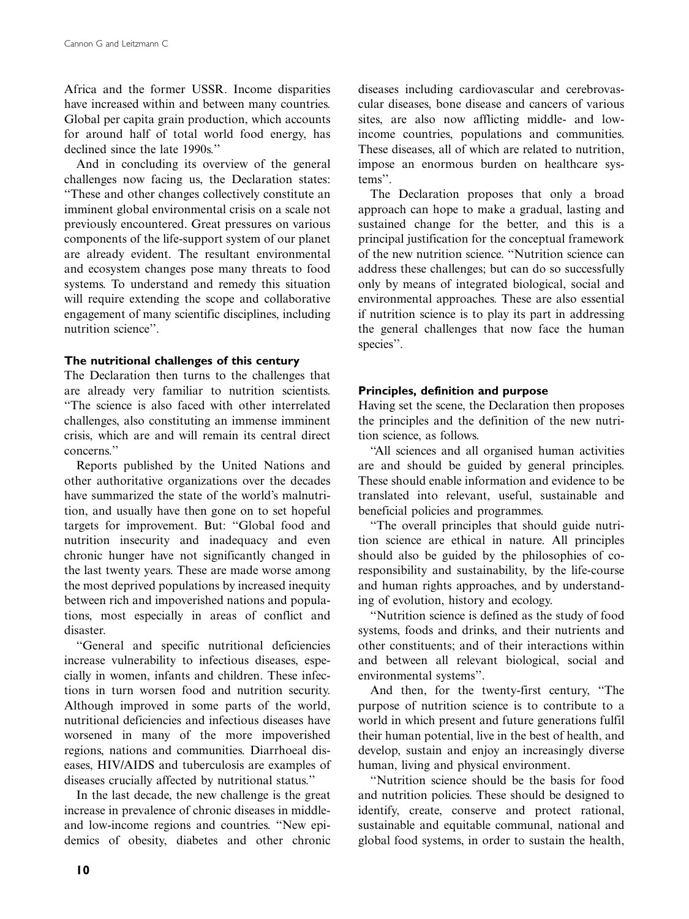Africa and the former USSR. Income disparities have increased within and between many countries. Global per capita grain production, which accounts for around half of total world food energy, has declined since the late 1990s.''

And in concluding its overview of the general challenges now facing us, the Declaration states: ''These and other changes collectively constitute an imminent global environmental crisis on a scale not previously encountered. Great pressures on various components of the life-support system of our planet are already evident. The resultant environmental and ecosystem changes pose many threats to food systems. To understand and remedy this situation will require extending the scope and collaborative engagement of many scientific disciplines, including nutrition science''.

### The nutritional challenges of this century

The Declaration then turns to the challenges that are already very familiar to nutrition scientists. ''The science is also faced with other interrelated challenges, also constituting an immense imminent crisis, which are and will remain its central direct concerns.''

Reports published by the United Nations and other authoritative organizations over the decades have summarized the state of the world's malnutrition, and usually have then gone on to set hopeful targets for improvement. But: ''Global food and nutrition insecurity and inadequacy and even chronic hunger have not significantly changed in the last twenty years. These are made worse among the most deprived populations by increased inequity between rich and impoverished nations and populations, most especially in areas of conflict and disaster.

''General and specific nutritional deficiencies increase vulnerability to infectious diseases, especially in women, infants and children. These infections in turn worsen food and nutrition security. Although improved in some parts of the world, nutritional deficiencies and infectious diseases have worsened in many of the more impoverished regions, nations and communities. Diarrhoeal diseases, HIV/AIDS and tuberculosis are examples of diseases crucially affected by nutritional status.''

In the last decade, the new challenge is the great increase in prevalence of chronic diseases in middle- and low-income regions and countries. ''New epidemics of obesity, diabetes and other chronic diseases including cardiovascular and cerebrovascular diseases, bone disease and cancers of various sites, are also now afflicting middle- and low-income countries, populations and communities. These diseases, all of which are related to nutrition, impose an enormous burden on healthcare systems''.

The Declaration proposes that only a broad approach can hope to make a gradual, lasting and sustained change for the better, and this is a principal justification for the conceptual framework of the new nutrition science. ''Nutrition science can address these challenges; but can do so successfully only by means of integrated biological, social and environmental approaches. These are also essential if nutrition science is to play its part in addressing the general challenges that now face the human species''.

### Principles, definition and purpose

Having set the scene, the Declaration then proposes the principles and the definition of the new nutrition science, as follows.

''All sciences and all organised human activities are and should be guided by general principles. These should enable information and evidence to be translated into relevant, useful, sustainable and beneficial policies and programmes.

''The overall principles that should guide nutrition science are ethical in nature. All principles should also be guided by the philosophies of co-responsibility and sustainability, by the life-course and human rights approaches, and by understanding of evolution, history and ecology.

''Nutrition science is defined as the study of food systems, foods and drinks, and their nutrients and other constituents; and of their interactions within and between all relevant biological, social and environmental systems''.

And then, for the twenty-first century, ''The purpose of nutrition science is to contribute to a world in which present and future generations fulfil their human potential, live in the best of health, and develop, sustain and enjoy an increasingly diverse human, living and physical environment.

''Nutrition science should be the basis for food and nutrition policies. These should be designed to identify, create, conserve and protect rational, sustainable and equitable communal, national and global food systems, in order to sustain the health,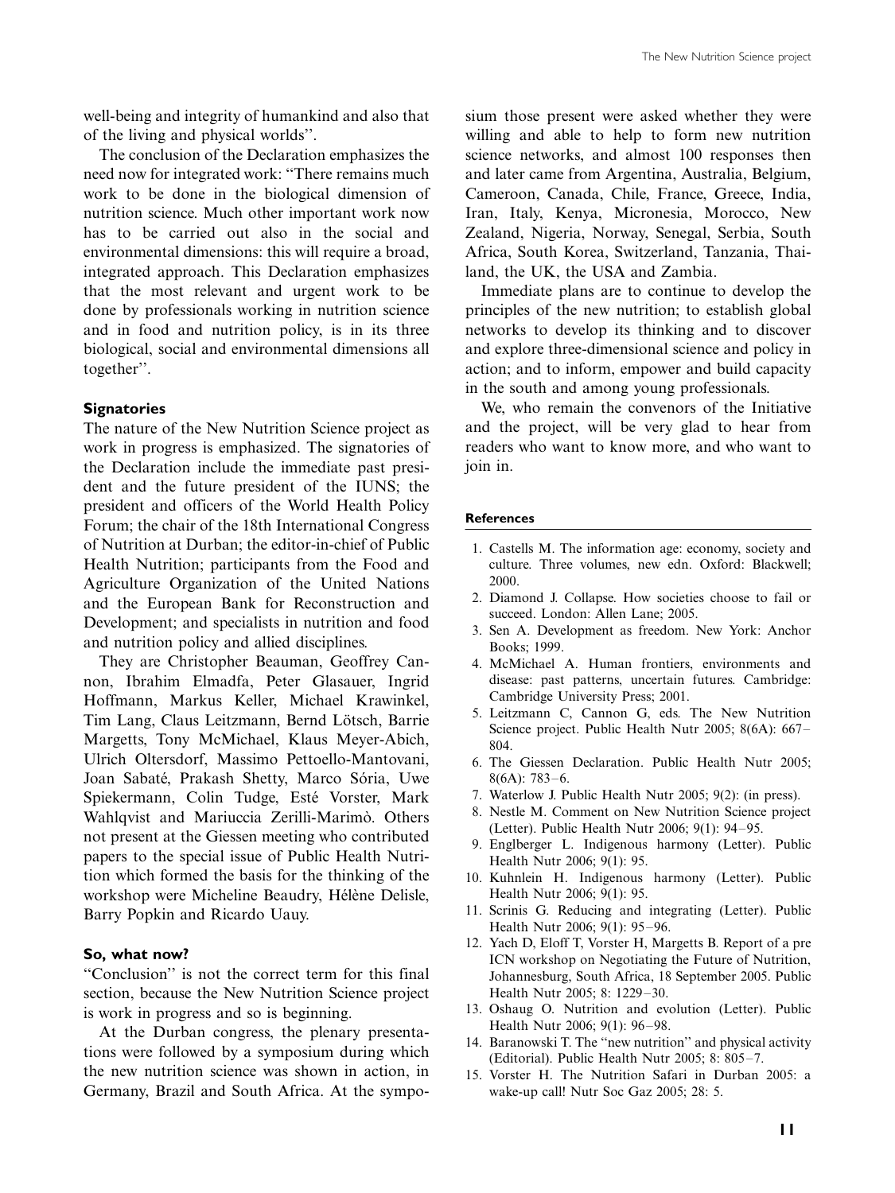well-being and integrity of humankind and also that of the living and physical worlds''.

The conclusion of the Declaration emphasizes the need now for integrated work: "There remains much work to be done in the biological dimension of nutrition science. Much other important work now has to be carried out also in the social and environmental dimensions: this will require a broad, integrated approach. This Declaration emphasizes that the most relevant and urgent work to be done by professionals working in nutrition science and in food and nutrition policy, is in its three biological, social and environmental dimensions all together''.

### Signatories

The nature of the New Nutrition Science project as work in progress is emphasized. The signatories of the Declaration include the immediate past president and the future president of the IUNS; the president and officers of the World Health Policy Forum; the chair of the 18th International Congress of Nutrition at Durban; the editor-in-chief of Public Health Nutrition; participants from the Food and Agriculture Organization of the United Nations and the European Bank for Reconstruction and Development; and specialists in nutrition and food and nutrition policy and allied disciplines.

They are Christopher Beauman, Geoffrey Cannon, Ibrahim Elmadfa, Peter Glasauer, Ingrid Hoffmann, Markus Keller, Michael Krawinkel, Tim Lang, Claus Leitzmann, Bernd Lötsch, Barrie Margetts, Tony McMichael, Klaus Meyer-Abich, Ulrich Oltersdorf, Massimo Pettoello-Mantovani, Joan Sabaté, Prakash Shetty, Marco Sória, Uwe Spiekermann, Colin Tudge, Esté Vorster, Mark Wahlqvist and Mariuccia Zerilli-Marimò. Others not present at the Giessen meeting who contributed papers to the special issue of Public Health Nutrition which formed the basis for the thinking of the workshop were Micheline Beaudry, Hélène Delisle, Barry Popkin and Ricardo Uauy.

### So, what now?

"Conclusion'' is not the correct term for this final section, because the New Nutrition Science project is work in progress and so is beginning.

At the Durban congress, the plenary presentations were followed by a symposium during which the new nutrition science was shown in action, in Germany, Brazil and South Africa. At the symposium those present were asked whether they were willing and able to help to form new nutrition science networks, and almost 100 responses then and later came from Argentina, Australia, Belgium, Cameroon, Canada, Chile, France, Greece, India, Iran, Italy, Kenya, Micronesia, Morocco, New Zealand, Nigeria, Norway, Senegal, Serbia, South Africa, South Korea, Switzerland, Tanzania, Thailand, the UK, the USA and Zambia.

Immediate plans are to continue to develop the principles of the new nutrition; to establish global networks to develop its thinking and to discover and explore three-dimensional science and policy in action; and to inform, empower and build capacity in the south and among young professionals.

We, who remain the convenors of the Initiative and the project, will be very glad to hear from readers who want to know more, and who want to join in.

#### References

1. Castells M. The information age: economy, society and culture. Three volumes, new edn. Oxford: Blackwell; 2000.
2. Diamond J. Collapse. How societies choose to fail or succeed. London: Allen Lane; 2005.
3. Sen A. Development as freedom. New York: Anchor Books; 1999.
4. McMichael A. Human frontiers, environments and disease: past patterns, uncertain futures. Cambridge: Cambridge University Press; 2001.
5. Leitzmann C, Cannon G, eds. The New Nutrition Science project. Public Health Nutr 2005; 8(6A): 667–804.
6. The Giessen Declaration. Public Health Nutr 2005; 8(6A): 783–6.
7. Waterlow J. Public Health Nutr 2005; 9(2): (in press).
8. Nestle M. Comment on New Nutrition Science project (Letter). Public Health Nutr 2006; 9(1): 94–95.
9. Englberger L. Indigenous harmony (Letter). Public Health Nutr 2006; 9(1): 95.
10. Kuhnlein H. Indigenous harmony (Letter). Public Health Nutr 2006; 9(1): 95.
11. Scrinis G. Reducing and integrating (Letter). Public Health Nutr 2006; 9(1): 95–96.
12. Yach D, Eloff T, Vorster H, Margetts B. Report of a pre ICN workshop on Negotiating the Future of Nutrition, Johannesburg, South Africa, 18 September 2005. Public Health Nutr 2005; 8: 1229–30.
13. Oshaug O. Nutrition and evolution (Letter). Public Health Nutr 2006; 9(1): 96–98.
14. Baranowski T. The "new nutrition'' and physical activity (Editorial). Public Health Nutr 2005; 8: 805–7.
15. Vorster H. The Nutrition Safari in Durban 2005: a wake-up call! Nutr Soc Gaz 2005; 28: 5.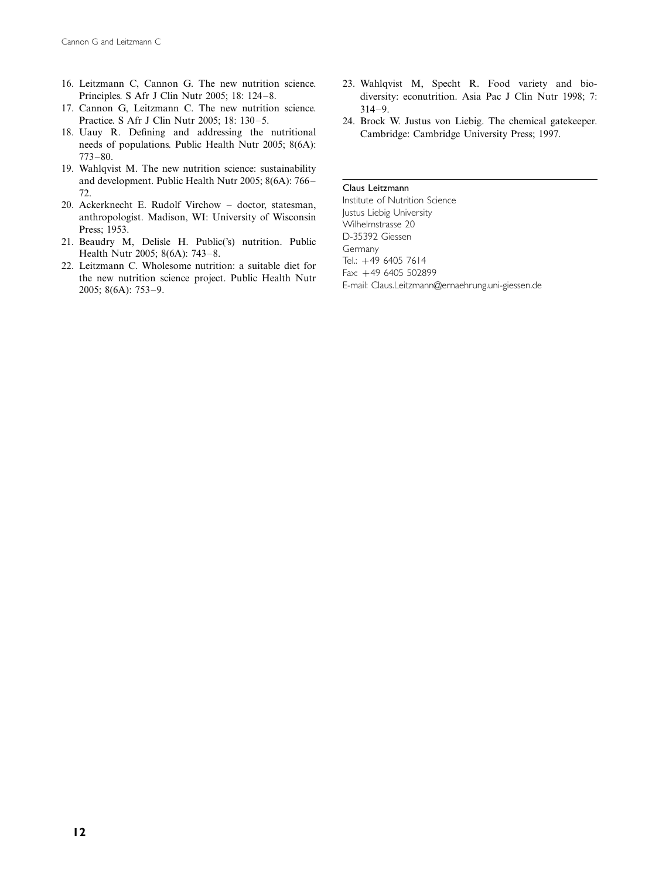16. Leitzmann C, Cannon G. The new nutrition science. Principles. S Afr J Clin Nutr 2005; 18: 124–8.
17. Cannon G, Leitzmann C. The new nutrition science. Practice. S Afr J Clin Nutr 2005; 18: 130–5.
18. Uauy R. Defining and addressing the nutritional needs of populations. Public Health Nutr 2005; 8(6A): 773–80.
19. Wahlqvist M. The new nutrition science: sustainability and development. Public Health Nutr 2005; 8(6A): 766–72.
20. Ackerknecht E. Rudolf Virchow – doctor, statesman, anthropologist. Madison, WI: University of Wisconsin Press; 1953.
21. Beaudry M, Delisle H. Public('s) nutrition. Public Health Nutr 2005; 8(6A): 743–8.
22. Leitzmann C. Wholesome nutrition: a suitable diet for the new nutrition science project. Public Health Nutr 2005; 8(6A): 753–9.
23. Wahlqvist M, Specht R. Food variety and biodiversity: econutrition. Asia Pac J Clin Nutr 1998; 7: 314–9.
24. Brock W. Justus von Liebig. The chemical gatekeeper. Cambridge: Cambridge University Press; 1997.

---

Claus Leitzmann
Institute of Nutrition Science
Justus Liebig University
Wilhelmstrasse 20
D-35392 Giessen
Germany
Tel.: +49 6405 7614
Fax: +49 6405 502899
E-mail: Claus.Leitzmann@ernaehrung.uni-giessen.de